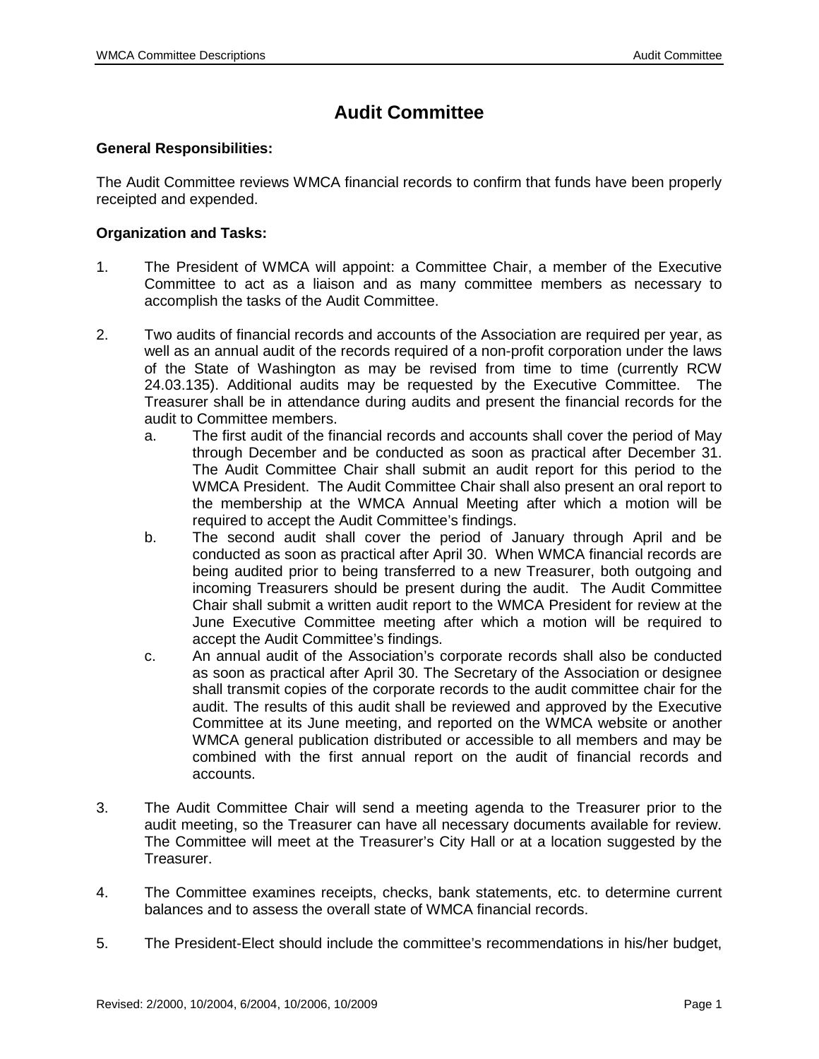# Audit Committee

**General Responsibilities:**

The Audit Committee reviews WMCA financial records to confirm that funds have been properly receipted and expended.

**Organization and Tasks:**

1. The President of WMCA will appoint: a Committee Chair, a member of the Executive Committee to act as a liaison and as many committee members as necessary to accomplish the tasks of the Audit Committee.

2. Two audits of financial records and accounts of the Association are required per year, as well as an annual audit of the records required of a non-profit corporation under the laws of the State of Washington as may be revised from time to time (currently RCW 24.03.135). Additional audits may be requested by the Executive Committee. The Treasurer shall be in attendance during audits and present the financial records for the audit to Committee members.
   a. The first audit of the financial records and accounts shall cover the period of May through December and be conducted as soon as practical after December 31. The Audit Committee Chair shall submit an audit report for this period to the WMCA President. The Audit Committee Chair shall also present an oral report to the membership at the WMCA Annual Meeting after which a motion will be required to accept the Audit Committee's findings.
   b. The second audit shall cover the period of January through April and be conducted as soon as practical after April 30. When WMCA financial records are being audited prior to being transferred to a new Treasurer, both outgoing and incoming Treasurers should be present during the audit. The Audit Committee Chair shall submit a written audit report to the WMCA President for review at the June Executive Committee meeting after which a motion will be required to accept the Audit Committee's findings.
   c. An annual audit of the Association's corporate records shall also be conducted as soon as practical after April 30. The Secretary of the Association or designee shall transmit copies of the corporate records to the audit committee chair for the audit. The results of this audit shall be reviewed and approved by the Executive Committee at its June meeting, and reported on the WMCA website or another WMCA general publication distributed or accessible to all members and may be combined with the first annual report on the audit of financial records and accounts.

3. The Audit Committee Chair will send a meeting agenda to the Treasurer prior to the audit meeting, so the Treasurer can have all necessary documents available for review. The Committee will meet at the Treasurer's City Hall or at a location suggested by the Treasurer.

4. The Committee examines receipts, checks, bank statements, etc. to determine current balances and to assess the overall state of WMCA financial records.

5. The President-Elect should include the committee's recommendations in his/her budget,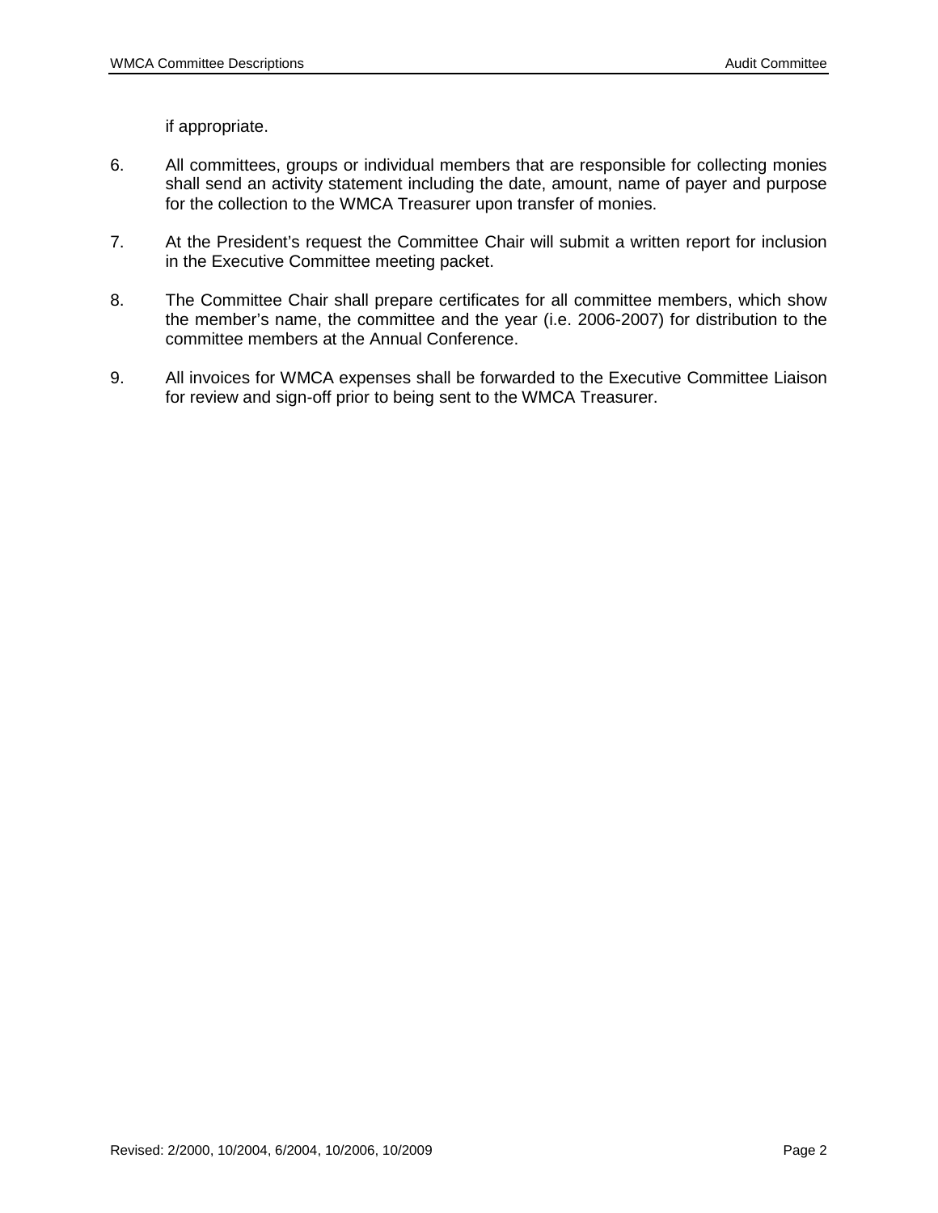if appropriate.

6. All committees, groups or individual members that are responsible for collecting monies shall send an activity statement including the date, amount, name of payer and purpose for the collection to the WMCA Treasurer upon transfer of monies.

7. At the President's request the Committee Chair will submit a written report for inclusion in the Executive Committee meeting packet.

8. The Committee Chair shall prepare certificates for all committee members, which show the member's name, the committee and the year (i.e. 2006-2007) for distribution to the committee members at the Annual Conference.

9. All invoices for WMCA expenses shall be forwarded to the Executive Committee Liaison for review and sign-off prior to being sent to the WMCA Treasurer.

Revised: 2/2000, 10/2004, 6/2004, 10/2006, 10/2009